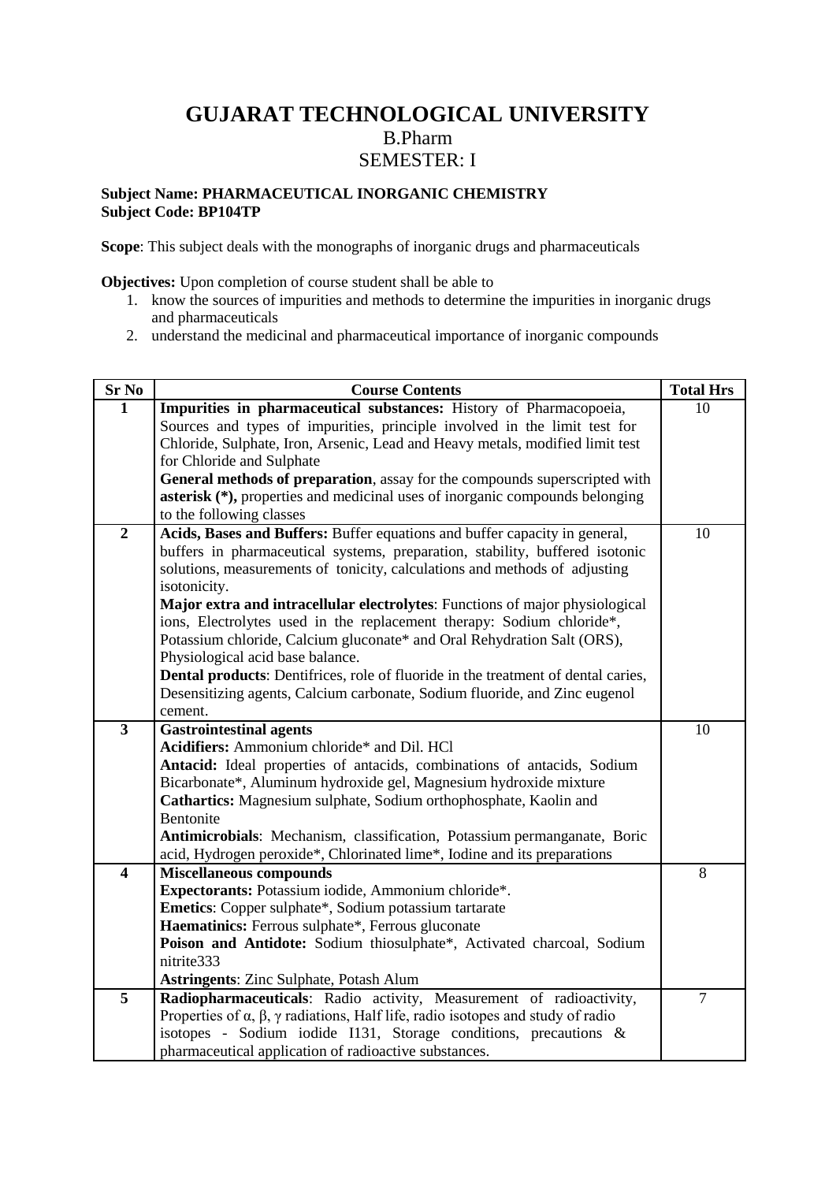# GUJARAT TECHNOLOGICAL UNIVERSITY

B.Pharm

SEMESTER: I

**Subject Name: PHARMACEUTICAL INORGANIC CHEMISTRY**
**Subject Code: BP104TP**

**Scope**: This subject deals with the monographs of inorganic drugs and pharmaceuticals

**Objectives:** Upon completion of course student shall be able to

1. know the sources of impurities and methods to determine the impurities in inorganic drugs and pharmaceuticals
2. understand the medicinal and pharmaceutical importance of inorganic compounds

| Sr No | Course Contents | Total Hrs |
|---|---|---|
| **1** | **Impurities in pharmaceutical substances:** History of Pharmacopoeia, Sources and types of impurities, principle involved in the limit test for Chloride, Sulphate, Iron, Arsenic, Lead and Heavy metals, modified limit test for Chloride and Sulphate<br>**General methods of preparation**, assay for the compounds superscripted with **asterisk (*),** properties and medicinal uses of inorganic compounds belonging to the following classes | 10 |
| **2** | **Acids, Bases and Buffers:** Buffer equations and buffer capacity in general, buffers in pharmaceutical systems, preparation, stability, buffered isotonic solutions, measurements of tonicity, calculations and methods of adjusting isotonicity.<br>**Major extra and intracellular electrolytes**: Functions of major physiological ions, Electrolytes used in the replacement therapy: Sodium chloride*, Potassium chloride, Calcium gluconate* and Oral Rehydration Salt (ORS), Physiological acid base balance.<br>**Dental products**: Dentifrices, role of fluoride in the treatment of dental caries, Desensitizing agents, Calcium carbonate, Sodium fluoride, and Zinc eugenol cement. | 10 |
| **3** | **Gastrointestinal agents**<br>**Acidifiers:** Ammonium chloride* and Dil. HCl<br>**Antacid:** Ideal properties of antacids, combinations of antacids, Sodium Bicarbonate*, Aluminum hydroxide gel, Magnesium hydroxide mixture<br>**Cathartics:** Magnesium sulphate, Sodium orthophosphate, Kaolin and Bentonite<br>**Antimicrobials**: Mechanism, classification, Potassium permanganate, Boric acid, Hydrogen peroxide*, Chlorinated lime*, Iodine and its preparations | 10 |
| **4** | **Miscellaneous compounds**<br>**Expectorants:** Potassium iodide, Ammonium chloride*.<br>**Emetics**: Copper sulphate*, Sodium potassium tartarate<br>**Haematinics:** Ferrous sulphate*, Ferrous gluconate<br>**Poison and Antidote:** Sodium thiosulphate*, Activated charcoal, Sodium nitrite333<br>**Astringents**: Zinc Sulphate, Potash Alum | 8 |
| **5** | **Radiopharmaceuticals**: Radio activity, Measurement of radioactivity, Properties of $\alpha$, $\beta$, $\gamma$ radiations, Half life, radio isotopes and study of radio isotopes - Sodium iodide I131, Storage conditions, precautions & pharmaceutical application of radioactive substances. | 7 |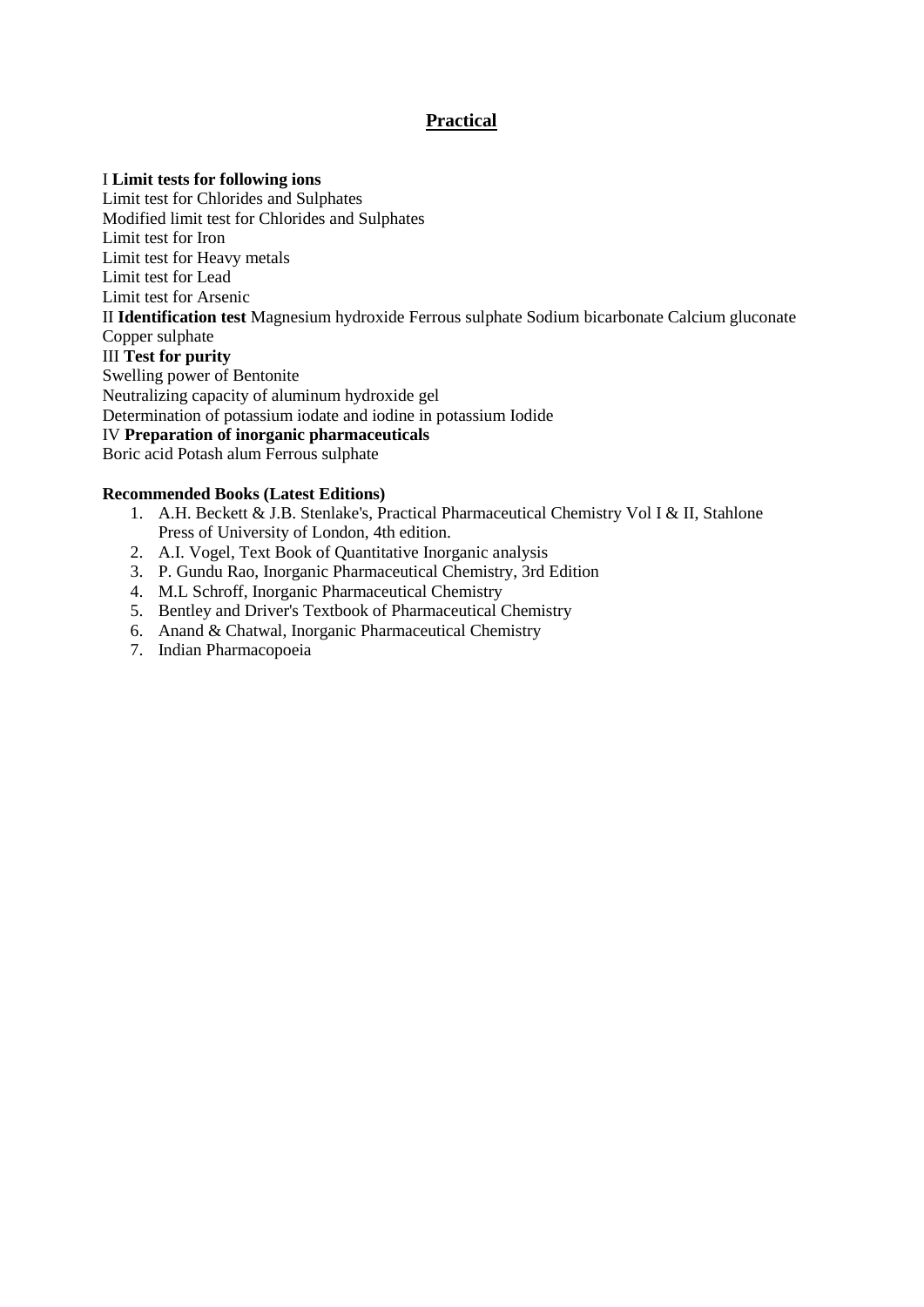## Practical

I **Limit tests for following ions**
Limit test for Chlorides and Sulphates
Modified limit test for Chlorides and Sulphates
Limit test for Iron
Limit test for Heavy metals
Limit test for Lead
Limit test for Arsenic
II **Identification test** Magnesium hydroxide Ferrous sulphate Sodium bicarbonate Calcium gluconate Copper sulphate
III **Test for purity**
Swelling power of Bentonite
Neutralizing capacity of aluminum hydroxide gel
Determination of potassium iodate and iodine in potassium Iodide
IV **Preparation of inorganic pharmaceuticals**
Boric acid Potash alum Ferrous sulphate

**Recommended Books (Latest Editions)**

1. A.H. Beckett & J.B. Stenlake's, Practical Pharmaceutical Chemistry Vol I & II, Stahlone Press of University of London, 4th edition.
2. A.I. Vogel, Text Book of Quantitative Inorganic analysis
3. P. Gundu Rao, Inorganic Pharmaceutical Chemistry, 3rd Edition
4. M.L Schroff, Inorganic Pharmaceutical Chemistry
5. Bentley and Driver's Textbook of Pharmaceutical Chemistry
6. Anand & Chatwal, Inorganic Pharmaceutical Chemistry
7. Indian Pharmacopoeia